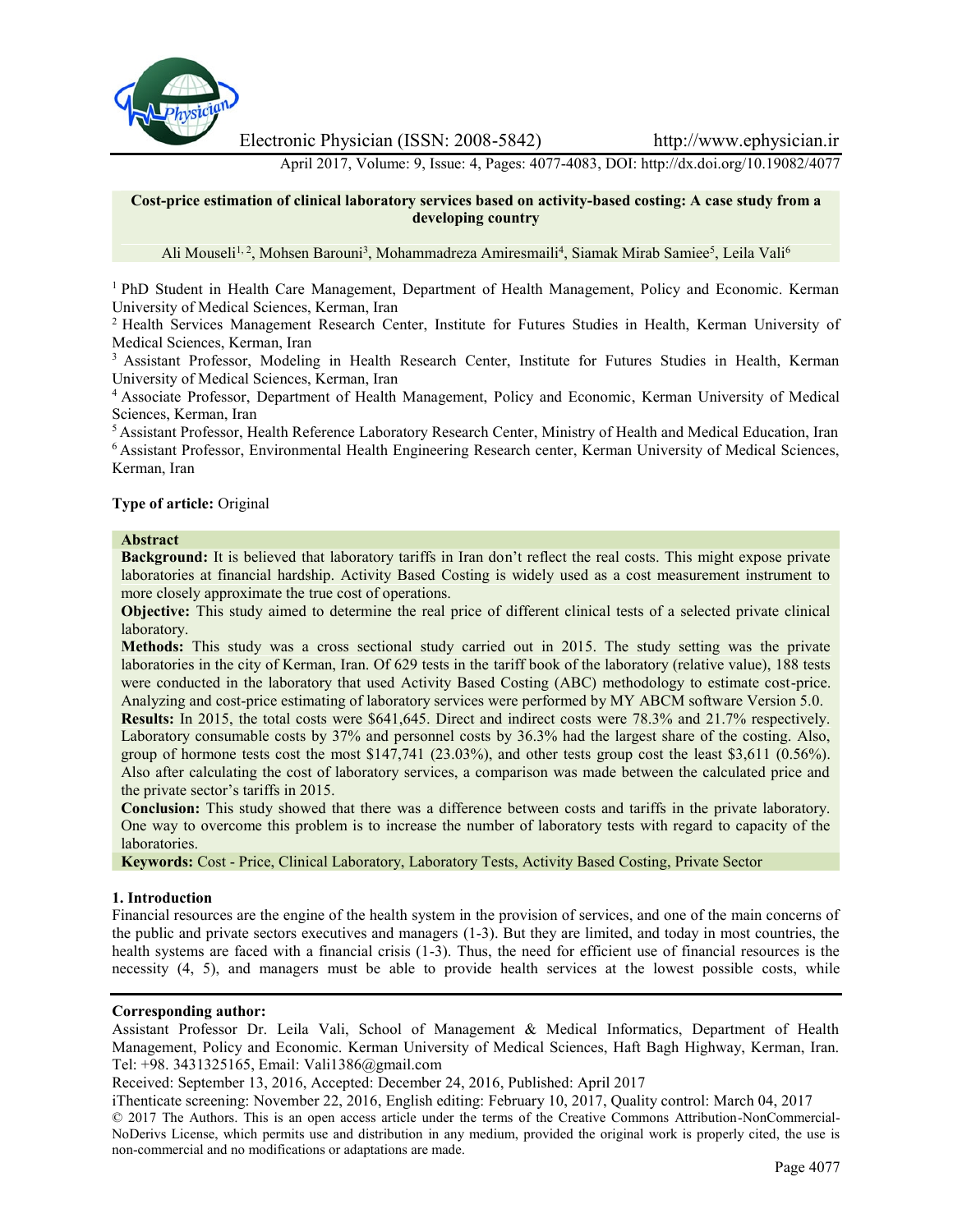# Cost-price estimation of clinical laboratory services based on activity-based costing: A case study from a developing country

Ali Mouseli[1, 2], Mohsen Barouni[3], Mohammadreza Amiresmaili[4], Siamak Mirab Samiee[5], Leila Vali[6]

[1] PhD Student in Health Care Management, Department of Health Management, Policy and Economic. Kerman University of Medical Sciences, Kerman, Iran

[2] Health Services Management Research Center, Institute for Futures Studies in Health, Kerman University of Medical Sciences, Kerman, Iran

[3] Assistant Professor, Modeling in Health Research Center, Institute for Futures Studies in Health, Kerman University of Medical Sciences, Kerman, Iran

[4] Associate Professor, Department of Health Management, Policy and Economic, Kerman University of Medical Sciences, Kerman, Iran

[5] Assistant Professor, Health Reference Laboratory Research Center, Ministry of Health and Medical Education, Iran

[6] Assistant Professor, Environmental Health Engineering Research center, Kerman University of Medical Sciences, Kerman, Iran

**Type of article:** Original

## Abstract

**Background:** It is believed that laboratory tariffs in Iran don't reflect the real costs. This might expose private laboratories at financial hardship. Activity Based Costing is widely used as a cost measurement instrument to more closely approximate the true cost of operations.

**Objective:** This study aimed to determine the real price of different clinical tests of a selected private clinical laboratory.

**Methods:** This study was a cross sectional study carried out in 2015. The study setting was the private laboratories in the city of Kerman, Iran. Of 629 tests in the tariff book of the laboratory (relative value), 188 tests were conducted in the laboratory that used Activity Based Costing (ABC) methodology to estimate cost-price. Analyzing and cost-price estimating of laboratory services were performed by MY ABCM software Version 5.0.

**Results:** In 2015, the total costs were $641,645. Direct and indirect costs were 78.3% and 21.7% respectively. Laboratory consumable costs by 37% and personnel costs by 36.3% had the largest share of the costing. Also, group of hormone tests cost the most $147,741 (23.03%), and other tests group cost the least $3,611 (0.56%). Also after calculating the cost of laboratory services, a comparison was made between the calculated price and the private sector's tariffs in 2015.

**Conclusion:** This study showed that there was a difference between costs and tariffs in the private laboratory. One way to overcome this problem is to increase the number of laboratory tests with regard to capacity of the laboratories.

**Keywords:** Cost - Price, Clinical Laboratory, Laboratory Tests, Activity Based Costing, Private Sector

## 1. Introduction

Financial resources are the engine of the health system in the provision of services, and one of the main concerns of the public and private sectors executives and managers (1-3). But they are limited, and today in most countries, the health systems are faced with a financial crisis (1-3). Thus, the need for efficient use of financial resources is the necessity (4, 5), and managers must be able to provide health services at the lowest possible costs, while

**Corresponding author:**

Assistant Professor Dr. Leila Vali, School of Management & Medical Informatics, Department of Health Management, Policy and Economic. Kerman University of Medical Sciences, Haft Bagh Highway, Kerman, Iran. Tel: +98. 3431325165, Email: Vali1386@gmail.com

Received: September 13, 2016, Accepted: December 24, 2016, Published: April 2017

iThenticate screening: November 22, 2016, English editing: February 10, 2017, Quality control: March 04, 2017

© 2017 The Authors. This is an open access article under the terms of the Creative Commons Attribution-NonCommercial-NoDerivs License, which permits use and distribution in any medium, provided the original work is properly cited, the use is non-commercial and no modifications or adaptations are made.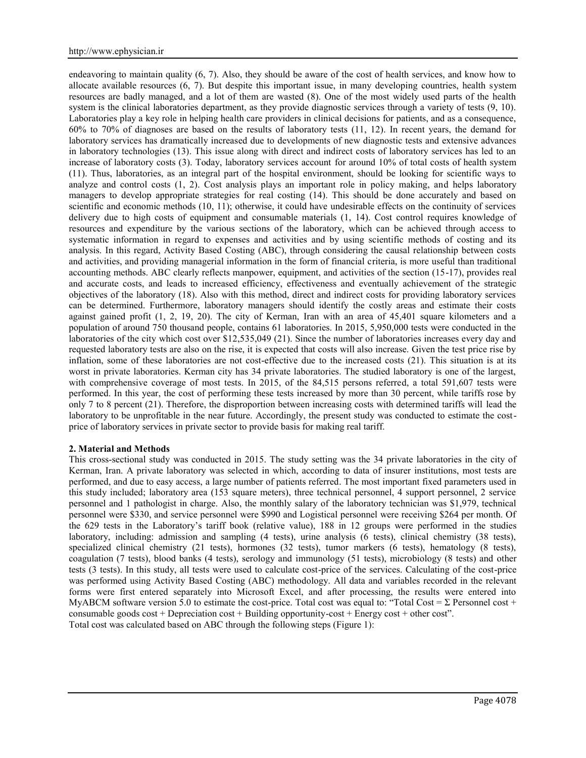endeavoring to maintain quality (6, 7). Also, they should be aware of the cost of health services, and know how to allocate available resources (6, 7). But despite this important issue, in many developing countries, health system resources are badly managed, and a lot of them are wasted (8). One of the most widely used parts of the health system is the clinical laboratories department, as they provide diagnostic services through a variety of tests (9, 10). Laboratories play a key role in helping health care providers in clinical decisions for patients, and as a consequence, 60% to 70% of diagnoses are based on the results of laboratory tests (11, 12). In recent years, the demand for laboratory services has dramatically increased due to developments of new diagnostic tests and extensive advances in laboratory technologies (13). This issue along with direct and indirect costs of laboratory services has led to an increase of laboratory costs (3). Today, laboratory services account for around 10% of total costs of health system (11). Thus, laboratories, as an integral part of the hospital environment, should be looking for scientific ways to analyze and control costs (1, 2). Cost analysis plays an important role in policy making, and helps laboratory managers to develop appropriate strategies for real costing (14). This should be done accurately and based on scientific and economic methods (10, 11); otherwise, it could have undesirable effects on the continuity of services delivery due to high costs of equipment and consumable materials (1, 14). Cost control requires knowledge of resources and expenditure by the various sections of the laboratory, which can be achieved through access to systematic information in regard to expenses and activities and by using scientific methods of costing and its analysis. In this regard, Activity Based Costing (ABC), through considering the causal relationship between costs and activities, and providing managerial information in the form of financial criteria, is more useful than traditional accounting methods. ABC clearly reflects manpower, equipment, and activities of the section (15-17), provides real and accurate costs, and leads to increased efficiency, effectiveness and eventually achievement of the strategic objectives of the laboratory (18). Also with this method, direct and indirect costs for providing laboratory services can be determined. Furthermore, laboratory managers should identify the costly areas and estimate their costs against gained profit (1, 2, 19, 20). The city of Kerman, Iran with an area of 45,401 square kilometers and a population of around 750 thousand people, contains 61 laboratories. In 2015, 5,950,000 tests were conducted in the laboratories of the city which cost over $12,535,049 (21). Since the number of laboratories increases every day and requested laboratory tests are also on the rise, it is expected that costs will also increase. Given the test price rise by inflation, some of these laboratories are not cost-effective due to the increased costs (21). This situation is at its worst in private laboratories. Kerman city has 34 private laboratories. The studied laboratory is one of the largest, with comprehensive coverage of most tests. In 2015, of the 84,515 persons referred, a total 591,607 tests were performed. In this year, the cost of performing these tests increased by more than 30 percent, while tariffs rose by only 7 to 8 percent (21). Therefore, the disproportion between increasing costs with determined tariffs will lead the laboratory to be unprofitable in the near future. Accordingly, the present study was conducted to estimate the cost-price of laboratory services in private sector to provide basis for making real tariff.

## 2. Material and Methods

This cross-sectional study was conducted in 2015. The study setting was the 34 private laboratories in the city of Kerman, Iran. A private laboratory was selected in which, according to data of insurer institutions, most tests are performed, and due to easy access, a large number of patients referred. The most important fixed parameters used in this study included; laboratory area (153 square meters), three technical personnel, 4 support personnel, 2 service personnel and 1 pathologist in charge. Also, the monthly salary of the laboratory technician was $1,979, technical personnel were $330, and service personnel were $990 and Logistical personnel were receiving $264 per month. Of the 629 tests in the Laboratory's tariff book (relative value), 188 in 12 groups were performed in the studies laboratory, including: admission and sampling (4 tests), urine analysis (6 tests), clinical chemistry (38 tests), specialized clinical chemistry (21 tests), hormones (32 tests), tumor markers (6 tests), hematology (8 tests), coagulation (7 tests), blood banks (4 tests), serology and immunology (51 tests), microbiology (8 tests) and other tests (3 tests). In this study, all tests were used to calculate cost-price of the services. Calculating of the cost-price was performed using Activity Based Costing (ABC) methodology. All data and variables recorded in the relevant forms were first entered separately into Microsoft Excel, and after processing, the results were entered into MyABCM software version 5.0 to estimate the cost-price. Total cost was equal to: "Total Cost = Σ Personnel cost + consumable goods cost + Depreciation cost + Building opportunity-cost + Energy cost + other cost".

Total cost was calculated based on ABC through the following steps (Figure 1):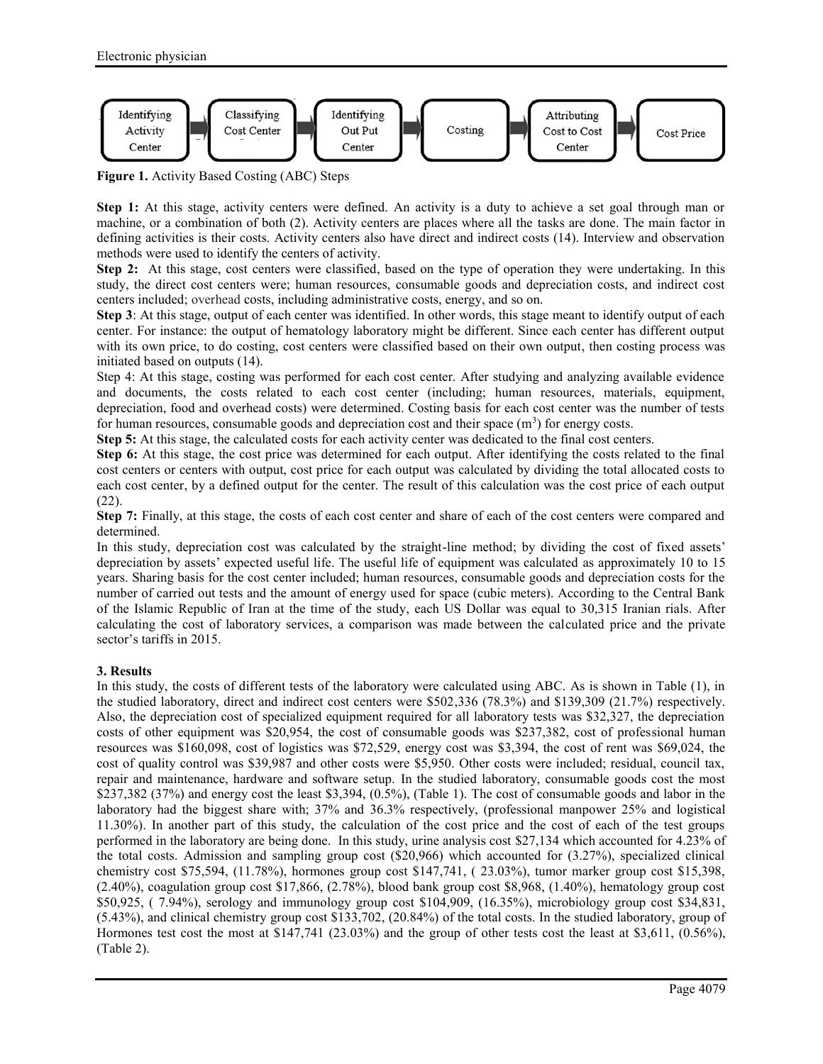Identifying Activity Center → Classifying Cost Center → Identifying Out Put Center → Costing → Attributing Cost to Cost Center → Cost Price

**Figure 1.** Activity Based Costing (ABC) Steps

**Step 1:** At this stage, activity centers were defined. An activity is a duty to achieve a set goal through man or machine, or a combination of both (2). Activity centers are places where all the tasks are done. The main factor in defining activities is their costs. Activity centers also have direct and indirect costs (14). Interview and observation methods were used to identify the centers of activity.

**Step 2:** At this stage, cost centers were classified, based on the type of operation they were undertaking. In this study, the direct cost centers were; human resources, consumable goods and depreciation costs, and indirect cost centers included; overhead costs, including administrative costs, energy, and so on.

**Step 3**: At this stage, output of each center was identified. In other words, this stage meant to identify output of each center. For instance: the output of hematology laboratory might be different. Since each center has different output with its own price, to do costing, cost centers were classified based on their own output, then costing process was initiated based on outputs (14).

Step 4: At this stage, costing was performed for each cost center. After studying and analyzing available evidence and documents, the costs related to each cost center (including; human resources, materials, equipment, depreciation, food and overhead costs) were determined. Costing basis for each cost center was the number of tests for human resources, consumable goods and depreciation cost and their space ($m^3$) for energy costs.

**Step 5:** At this stage, the calculated costs for each activity center was dedicated to the final cost centers.

**Step 6:** At this stage, the cost price was determined for each output. After identifying the costs related to the final cost centers or centers with output, cost price for each output was calculated by dividing the total allocated costs to each cost center, by a defined output for the center. The result of this calculation was the cost price of each output (22).

**Step 7:** Finally, at this stage, the costs of each cost center and share of each of the cost centers were compared and determined.

In this study, depreciation cost was calculated by the straight-line method; by dividing the cost of fixed assets' depreciation by assets' expected useful life. The useful life of equipment was calculated as approximately 10 to 15 years. Sharing basis for the cost center included; human resources, consumable goods and depreciation costs for the number of carried out tests and the amount of energy used for space (cubic meters). According to the Central Bank of the Islamic Republic of Iran at the time of the study, each US Dollar was equal to 30,315 Iranian rials. After calculating the cost of laboratory services, a comparison was made between the calculated price and the private sector's tariffs in 2015.

## 3. Results

In this study, the costs of different tests of the laboratory were calculated using ABC. As is shown in Table (1), in the studied laboratory, direct and indirect cost centers were $502,336 (78.3%) and $139,309 (21.7%) respectively. Also, the depreciation cost of specialized equipment required for all laboratory tests was $32,327, the depreciation costs of other equipment was $20,954, the cost of consumable goods was $237,382, cost of professional human resources was $160,098, cost of logistics was $72,529, energy cost was $3,394, the cost of rent was $69,024, the cost of quality control was $39,987 and other costs were $5,950. Other costs were included; residual, council tax, repair and maintenance, hardware and software setup. In the studied laboratory, consumable goods cost the most $237,382 (37%) and energy cost the least $3,394, (0.5%), (Table 1). The cost of consumable goods and labor in the laboratory had the biggest share with; 37% and 36.3% respectively, (professional manpower 25% and logistical 11.30%). In another part of this study, the calculation of the cost price and the cost of each of the test groups performed in the laboratory are being done. In this study, urine analysis cost $27,134 which accounted for 4.23% of the total costs. Admission and sampling group cost ($20,966) which accounted for (3.27%), specialized clinical chemistry cost $75,594, (11.78%), hormones group cost $147,741, ( 23.03%), tumor marker group cost $15,398, (2.40%), coagulation group cost $17,866, (2.78%), blood bank group cost $8,968, (1.40%), hematology group cost $50,925, ( 7.94%), serology and immunology group cost $104,909, (16.35%), microbiology group cost $34,831, (5.43%), and clinical chemistry group cost $133,702, (20.84%) of the total costs. In the studied laboratory, group of Hormones test cost the most at $147,741 (23.03%) and the group of other tests cost the least at $3,611, (0.56%), (Table 2).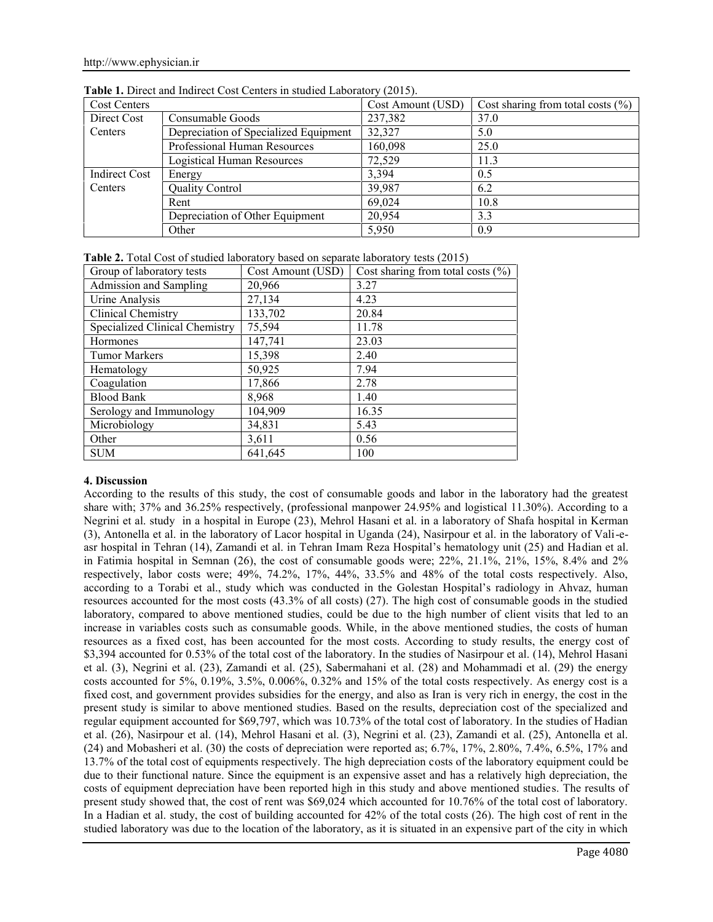**Table 1.** Direct and Indirect Cost Centers in studied Laboratory (2015).

| Cost Centers | | Cost Amount (USD) | Cost sharing from total costs (%) |
|---|---|---|---|
| Direct Cost Centers | Consumable Goods | 237,382 | 37.0 |
| | Depreciation of Specialized Equipment | 32,327 | 5.0 |
| | Professional Human Resources | 160,098 | 25.0 |
| | Logistical Human Resources | 72,529 | 11.3 |
| Indirect Cost Centers | Energy | 3,394 | 0.5 |
| | Quality Control | 39,987 | 6.2 |
| | Rent | 69,024 | 10.8 |
| | Depreciation of Other Equipment | 20,954 | 3.3 |
| | Other | 5,950 | 0.9 |

**Table 2.** Total Cost of studied laboratory based on separate laboratory tests (2015)

| Group of laboratory tests | Cost Amount (USD) | Cost sharing from total costs (%) |
|---|---|---|
| Admission and Sampling | 20,966 | 3.27 |
| Urine Analysis | 27,134 | 4.23 |
| Clinical Chemistry | 133,702 | 20.84 |
| Specialized Clinical Chemistry | 75,594 | 11.78 |
| Hormones | 147,741 | 23.03 |
| Tumor Markers | 15,398 | 2.40 |
| Hematology | 50,925 | 7.94 |
| Coagulation | 17,866 | 2.78 |
| Blood Bank | 8,968 | 1.40 |
| Serology and Immunology | 104,909 | 16.35 |
| Microbiology | 34,831 | 5.43 |
| Other | 3,611 | 0.56 |
| SUM | 641,645 | 100 |

## 4. Discussion

According to the results of this study, the cost of consumable goods and labor in the laboratory had the greatest share with; 37% and 36.25% respectively, (professional manpower 24.95% and logistical 11.30%). According to a Negrini et al. study in a hospital in Europe (23), Mehrol Hasani et al. in a laboratory of Shafa hospital in Kerman (3), Antonella et al. in the laboratory of Lacor hospital in Uganda (24), Nasirpour et al. in the laboratory of Vali-e-asr hospital in Tehran (14), Zamandi et al. in Tehran Imam Reza Hospital's hematology unit (25) and Hadian et al. in Fatimia hospital in Semnan (26), the cost of consumable goods were; 22%, 21.1%, 21%, 15%, 8.4% and 2% respectively, labor costs were; 49%, 74.2%, 17%, 44%, 33.5% and 48% of the total costs respectively. Also, according to a Torabi et al., study which was conducted in the Golestan Hospital's radiology in Ahvaz, human resources accounted for the most costs (43.3% of all costs) (27). The high cost of consumable goods in the studied laboratory, compared to above mentioned studies, could be due to the high number of client visits that led to an increase in variables costs such as consumable goods. While, in the above mentioned studies, the costs of human resources as a fixed cost, has been accounted for the most costs. According to study results, the energy cost of $3,394 accounted for 0.53% of the total cost of the laboratory. In the studies of Nasirpour et al. (14), Mehrol Hasani et al. (3), Negrini et al. (23), Zamandi et al. (25), Sabermahani et al. (28) and Mohammadi et al. (29) the energy costs accounted for 5%, 0.19%, 3.5%, 0.006%, 0.32% and 15% of the total costs respectively. As energy cost is a fixed cost, and government provides subsidies for the energy, and also as Iran is very rich in energy, the cost in the present study is similar to above mentioned studies. Based on the results, depreciation cost of the specialized and regular equipment accounted for $69,797, which was 10.73% of the total cost of laboratory. In the studies of Hadian et al. (26), Nasirpour et al. (14), Mehrol Hasani et al. (3), Negrini et al. (23), Zamandi et al. (25), Antonella et al. (24) and Mobasheri et al. (30) the costs of depreciation were reported as; 6.7%, 17%, 2.80%, 7.4%, 6.5%, 17% and 13.7% of the total cost of equipments respectively. The high depreciation costs of the laboratory equipment could be due to their functional nature. Since the equipment is an expensive asset and has a relatively high depreciation, the costs of equipment depreciation have been reported high in this study and above mentioned studies. The results of present study showed that, the cost of rent was $69,024 which accounted for 10.76% of the total cost of laboratory. In a Hadian et al. study, the cost of building accounted for 42% of the total costs (26). The high cost of rent in the studied laboratory was due to the location of the laboratory, as it is situated in an expensive part of the city in which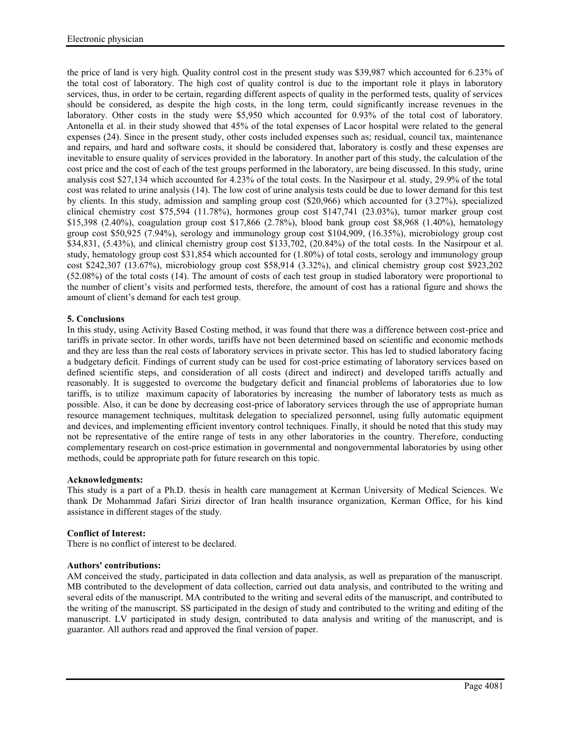the price of land is very high. Quality control cost in the present study was $39,987 which accounted for 6.23% of the total cost of laboratory. The high cost of quality control is due to the important role it plays in laboratory services, thus, in order to be certain, regarding different aspects of quality in the performed tests, quality of services should be considered, as despite the high costs, in the long term, could significantly increase revenues in the laboratory. Other costs in the study were $5,950 which accounted for 0.93% of the total cost of laboratory. Antonella et al. in their study showed that 45% of the total expenses of Lacor hospital were related to the general expenses (24). Since in the present study, other costs included expenses such as; residual, council tax, maintenance and repairs, and hard and software costs, it should be considered that, laboratory is costly and these expenses are inevitable to ensure quality of services provided in the laboratory. In another part of this study, the calculation of the cost price and the cost of each of the test groups performed in the laboratory, are being discussed. In this study, urine analysis cost $27,134 which accounted for 4.23% of the total costs. In the Nasirpour et al. study, 29.9% of the total cost was related to urine analysis (14). The low cost of urine analysis tests could be due to lower demand for this test by clients. In this study, admission and sampling group cost ($20,966) which accounted for (3.27%), specialized clinical chemistry cost $75,594 (11.78%), hormones group cost $147,741 (23.03%), tumor marker group cost $15,398 (2.40%), coagulation group cost $17,866 (2.78%), blood bank group cost $8,968 (1.40%), hematology group cost $50,925 (7.94%), serology and immunology group cost $104,909, (16.35%), microbiology group cost $34,831, (5.43%), and clinical chemistry group cost $133,702, (20.84%) of the total costs. In the Nasirpour et al. study, hematology group cost $31,854 which accounted for (1.80%) of total costs, serology and immunology group cost $242,307 (13.67%), microbiology group cost $58,914 (3.32%), and clinical chemistry group cost $923,202 (52.08%) of the total costs (14). The amount of costs of each test group in studied laboratory were proportional to the number of client's visits and performed tests, therefore, the amount of cost has a rational figure and shows the amount of client's demand for each test group.

## 5. Conclusions

In this study, using Activity Based Costing method, it was found that there was a difference between cost-price and tariffs in private sector. In other words, tariffs have not been determined based on scientific and economic methods and they are less than the real costs of laboratory services in private sector. This has led to studied laboratory facing a budgetary deficit. Findings of current study can be used for cost-price estimating of laboratory services based on defined scientific steps, and consideration of all costs (direct and indirect) and developed tariffs actually and reasonably. It is suggested to overcome the budgetary deficit and financial problems of laboratories due to low tariffs, is to utilize maximum capacity of laboratories by increasing the number of laboratory tests as much as possible. Also, it can be done by decreasing cost-price of laboratory services through the use of appropriate human resource management techniques, multitask delegation to specialized personnel, using fully automatic equipment and devices, and implementing efficient inventory control techniques. Finally, it should be noted that this study may not be representative of the entire range of tests in any other laboratories in the country. Therefore, conducting complementary research on cost-price estimation in governmental and nongovernmental laboratories by using other methods, could be appropriate path for future research on this topic.

**Acknowledgments:**

This study is a part of a Ph.D. thesis in health care management at Kerman University of Medical Sciences. We thank Dr Mohammad Jafari Sirizi director of Iran health insurance organization, Kerman Office, for his kind assistance in different stages of the study.

**Conflict of Interest:**

There is no conflict of interest to be declared.

**Authors' contributions:**

AM conceived the study, participated in data collection and data analysis, as well as preparation of the manuscript. MB contributed to the development of data collection, carried out data analysis, and contributed to the writing and several edits of the manuscript. MA contributed to the writing and several edits of the manuscript, and contributed to the writing of the manuscript. SS participated in the design of study and contributed to the writing and editing of the manuscript. LV participated in study design, contributed to data analysis and writing of the manuscript, and is guarantor. All authors read and approved the final version of paper.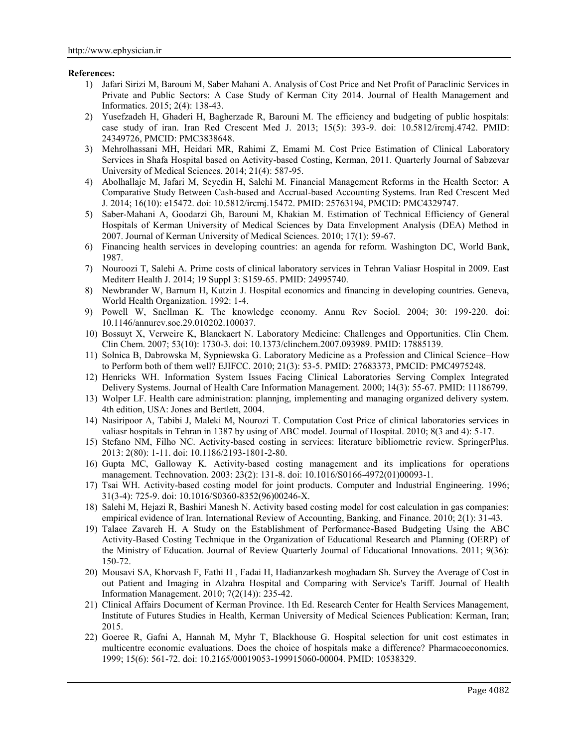**References:**

1) Jafari Sirizi M, Barouni M, Saber Mahani A. Analysis of Cost Price and Net Profit of Paraclinic Services in Private and Public Sectors: A Case Study of Kerman City 2014. Journal of Health Management and Informatics. 2015; 2(4): 138-43.
2) Yusefzadeh H, Ghaderi H, Bagherzade R, Barouni M. The efficiency and budgeting of public hospitals: case study of iran. Iran Red Crescent Med J. 2013; 15(5): 393-9. doi: 10.5812/ircmj.4742. PMID: 24349726, PMCID: PMC3838648.
3) Mehrolhassani MH, Heidari MR, Rahimi Z, Emami M. Cost Price Estimation of Clinical Laboratory Services in Shafa Hospital based on Activity-based Costing, Kerman, 2011. Quarterly Journal of Sabzevar University of Medical Sciences. 2014; 21(4): 587-95.
4) Abolhallaje M, Jafari M, Seyedin H, Salehi M. Financial Management Reforms in the Health Sector: A Comparative Study Between Cash-based and Accrual-based Accounting Systems. Iran Red Crescent Med J. 2014; 16(10): e15472. doi: 10.5812/ircmj.15472. PMID: 25763194, PMCID: PMC4329747.
5) Saber-Mahani A, Goodarzi Gh, Barouni M, Khakian M. Estimation of Technical Efficiency of General Hospitals of Kerman University of Medical Sciences by Data Envelopment Analysis (DEA) Method in 2007. Journal of Kerman University of Medical Sciences. 2010; 17(1): 59-67.
6) Financing health services in developing countries: an agenda for reform. Washington DC, World Bank, 1987.
7) Nouroozi T, Salehi A. Prime costs of clinical laboratory services in Tehran Valiasr Hospital in 2009. East Mediterr Health J. 2014; 19 Suppl 3: S159-65. PMID: 24995740.
8) Newbrander W, Barnum H, Kutzin J. Hospital economics and financing in developing countries. Geneva, World Health Organization. 1992: 1-4.
9) Powell W, Snellman K. The knowledge economy. Annu Rev Sociol. 2004; 30: 199-220. doi: 10.1146/annurev.soc.29.010202.100037.
10) Bossuyt X, Verweire K, Blanckaert N. Laboratory Medicine: Challenges and Opportunities. Clin Chem. Clin Chem. 2007; 53(10): 1730-3. doi: 10.1373/clinchem.2007.093989. PMID: 17885139.
11) Solnica B, Dabrowska M, Sypniewska G. Laboratory Medicine as a Profession and Clinical Science–How to Perform both of them well? EJIFCC. 2010; 21(3): 53-5. PMID: 27683373, PMCID: PMC4975248.
12) Henricks WH. Information System Issues Facing Clinical Laboratories Serving Complex Integrated Delivery Systems. Journal of Health Care Information Management. 2000; 14(3): 55-67. PMID: 11186799.
13) Wolper LF. Health care administration: plannjng, implementing and managing organized delivery system. 4th edition, USA: Jones and Bertlett, 2004.
14) Nasiripoor A, Tabibi J, Maleki M, Nourozi T. Computation Cost Price of clinical laboratories services in valiasr hospitals in Tehran in 1387 by using of ABC model. Journal of Hospital. 2010; 8(3 and 4): 5-17.
15) Stefano NM, Filho NC. Activity-based costing in services: literature bibliometric review. SpringerPlus. 2013: 2(80): 1-11. doi: 10.1186/2193-1801-2-80.
16) Gupta MC, Galloway K. Activity-based costing management and its implications for operations management. Technovation. 2003: 23(2): 131-8. doi: 10.1016/S0166-4972(01)00093-1.
17) Tsai WH. Activity-based costing model for joint products. Computer and Industrial Engineering. 1996; 31(3-4): 725-9. doi: 10.1016/S0360-8352(96)00246-X.
18) Salehi M, Hejazi R, Bashiri Manesh N. Activity based costing model for cost calculation in gas companies: empirical evidence of Iran. International Review of Accounting, Banking, and Finance. 2010; 2(1): 31-43.
19) Talaee Zavareh H. A Study on the Establishment of Performance-Based Budgeting Using the ABC Activity-Based Costing Technique in the Organization of Educational Research and Planning (OERP) of the Ministry of Education. Journal of Review Quarterly Journal of Educational Innovations. 2011; 9(36): 150-72.
20) Mousavi SA, Khorvash F, Fathi H , Fadai H, Hadianzarkesh moghadam Sh. Survey the Average of Cost in out Patient and Imaging in Alzahra Hospital and Comparing with Service's Tariff. Journal of Health Information Management. 2010; 7(2(14)): 235-42.
21) Clinical Affairs Document of Kerman Province. 1th Ed. Research Center for Health Services Management, Institute of Futures Studies in Health, Kerman University of Medical Sciences Publication: Kerman, Iran; 2015.
22) Goeree R, Gafni A, Hannah M, Myhr T, Blackhouse G. Hospital selection for unit cost estimates in multicentre economic evaluations. Does the choice of hospitals make a difference? Pharmacoeconomics. 1999; 15(6): 561-72. doi: 10.2165/00019053-199915060-00004. PMID: 10538329.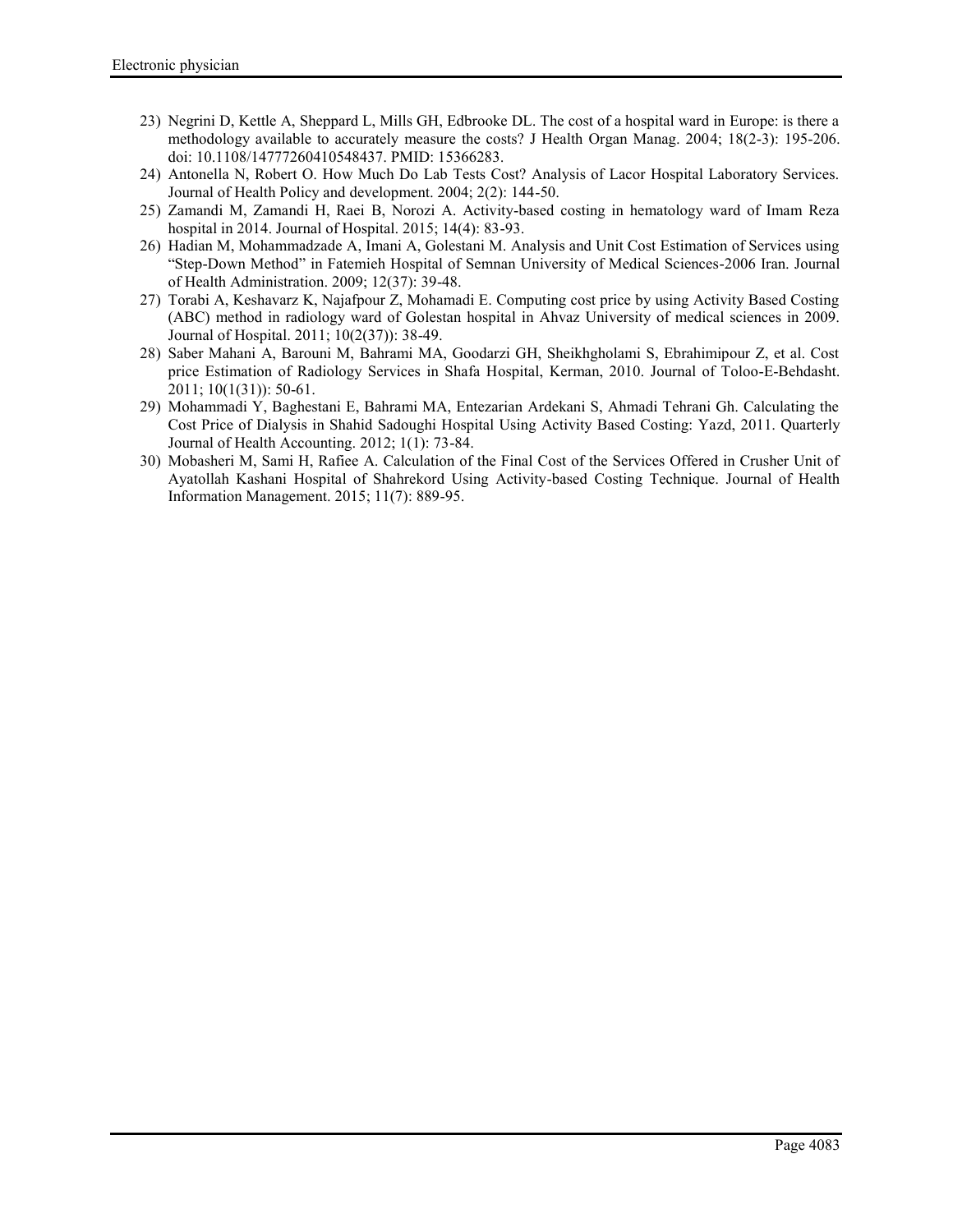23) Negrini D, Kettle A, Sheppard L, Mills GH, Edbrooke DL. The cost of a hospital ward in Europe: is there a methodology available to accurately measure the costs? J Health Organ Manag. 2004; 18(2-3): 195-206. doi: 10.1108/14777260410548437. PMID: 15366283.
24) Antonella N, Robert O. How Much Do Lab Tests Cost? Analysis of Lacor Hospital Laboratory Services. Journal of Health Policy and development. 2004; 2(2): 144-50.
25) Zamandi M, Zamandi H, Raei B, Norozi A. Activity-based costing in hematology ward of Imam Reza hospital in 2014. Journal of Hospital. 2015; 14(4): 83-93.
26) Hadian M, Mohammadzade A, Imani A, Golestani M. Analysis and Unit Cost Estimation of Services using "Step-Down Method" in Fatemieh Hospital of Semnan University of Medical Sciences-2006 Iran. Journal of Health Administration. 2009; 12(37): 39-48.
27) Torabi A, Keshavarz K, Najafpour Z, Mohamadi E. Computing cost price by using Activity Based Costing (ABC) method in radiology ward of Golestan hospital in Ahvaz University of medical sciences in 2009. Journal of Hospital. 2011; 10(2(37)): 38-49.
28) Saber Mahani A, Barouni M, Bahrami MA, Goodarzi GH, Sheikhgholami S, Ebrahimipour Z, et al. Cost price Estimation of Radiology Services in Shafa Hospital, Kerman, 2010. Journal of Toloo-E-Behdasht. 2011; 10(1(31)): 50-61.
29) Mohammadi Y, Baghestani E, Bahrami MA, Entezarian Ardekani S, Ahmadi Tehrani Gh. Calculating the Cost Price of Dialysis in Shahid Sadoughi Hospital Using Activity Based Costing: Yazd, 2011. Quarterly Journal of Health Accounting. 2012; 1(1): 73-84.
30) Mobasheri M, Sami H, Rafiee A. Calculation of the Final Cost of the Services Offered in Crusher Unit of Ayatollah Kashani Hospital of Shahrekord Using Activity-based Costing Technique. Journal of Health Information Management. 2015; 11(7): 889-95.